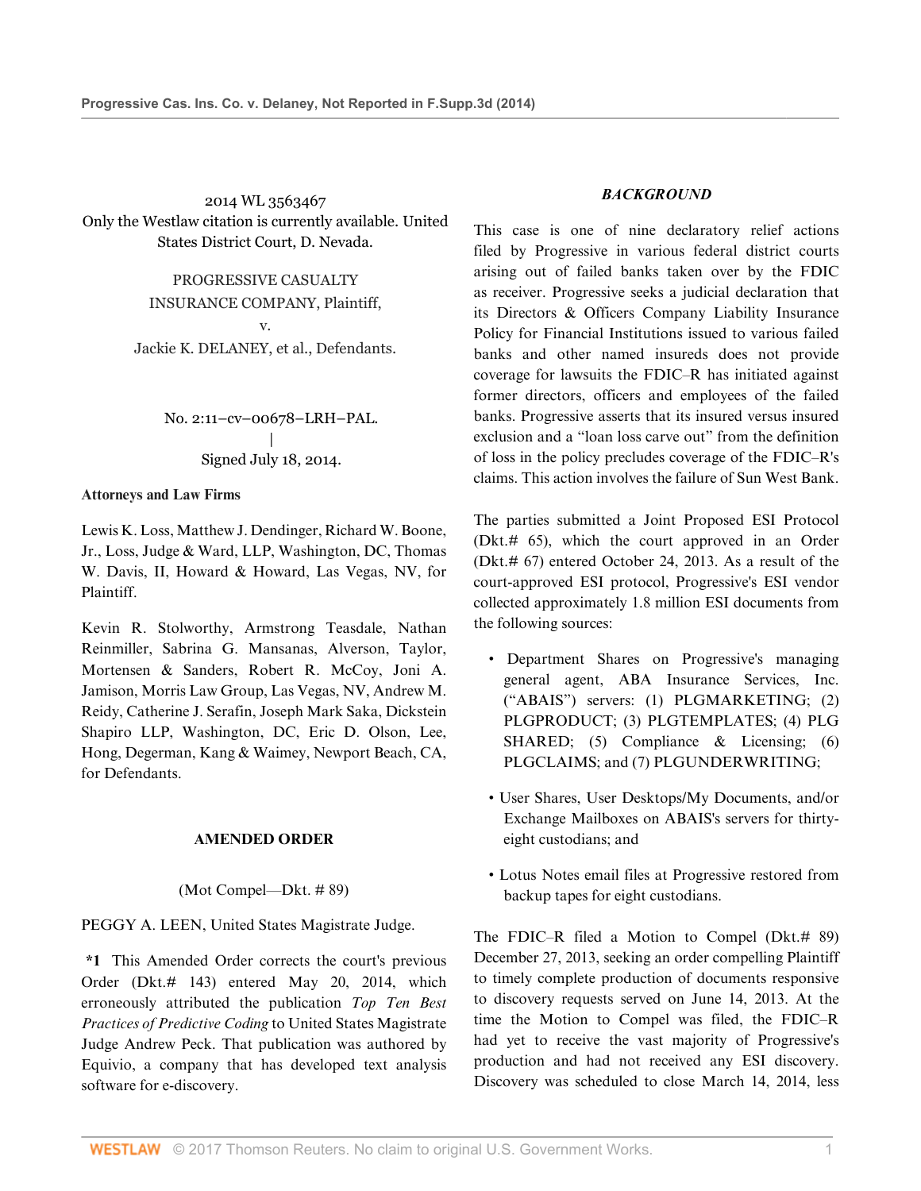2014 WL 3563467
Only the Westlaw citation is currently available. United States District Court, D. Nevada.

PROGRESSIVE CASUALTY INSURANCE COMPANY, Plaintiff,
v.
Jackie K. DELANEY, et al., Defendants.

No. 2:11–cv–00678–LRH–PAL.
|
Signed July 18, 2014.

**Attorneys and Law Firms**

Lewis K. Loss, Matthew J. Dendinger, Richard W. Boone, Jr., Loss, Judge & Ward, LLP, Washington, DC, Thomas W. Davis, II, Howard & Howard, Las Vegas, NV, for Plaintiff.

Kevin R. Stolworthy, Armstrong Teasdale, Nathan Reinmiller, Sabrina G. Mansanas, Alverson, Taylor, Mortensen & Sanders, Robert R. McCoy, Joni A. Jamison, Morris Law Group, Las Vegas, NV, Andrew M. Reidy, Catherine J. Serafin, Joseph Mark Saka, Dickstein Shapiro LLP, Washington, DC, Eric D. Olson, Lee, Hong, Degerman, Kang & Waimey, Newport Beach, CA, for Defendants.

**AMENDED ORDER**

(Mot Compel—Dkt. # 89)

PEGGY A. LEEN, United States Magistrate Judge.

**\*1** This Amended Order corrects the court's previous Order (Dkt.# 143) entered May 20, 2014, which erroneously attributed the publication *Top Ten Best Practices of Predictive Coding* to United States Magistrate Judge Andrew Peck. That publication was authored by Equivio, a company that has developed text analysis software for e-discovery.

***BACKGROUND***

This case is one of nine declaratory relief actions filed by Progressive in various federal district courts arising out of failed banks taken over by the FDIC as receiver. Progressive seeks a judicial declaration that its Directors & Officers Company Liability Insurance Policy for Financial Institutions issued to various failed banks and other named insureds does not provide coverage for lawsuits the FDIC–R has initiated against former directors, officers and employees of the failed banks. Progressive asserts that its insured versus insured exclusion and a "loan loss carve out" from the definition of loss in the policy precludes coverage of the FDIC–R's claims. This action involves the failure of Sun West Bank.

The parties submitted a Joint Proposed ESI Protocol (Dkt.# 65), which the court approved in an Order (Dkt.# 67) entered October 24, 2013. As a result of the court-approved ESI protocol, Progressive's ESI vendor collected approximately 1.8 million ESI documents from the following sources:

- Department Shares on Progressive's managing general agent, ABA Insurance Services, Inc. ("ABAIS") servers: (1) PLGMARKETING; (2) PLGPRODUCT; (3) PLGTEMPLATES; (4) PLG SHARED; (5) Compliance & Licensing; (6) PLGCLAIMS; and (7) PLGUNDERWRITING;
- User Shares, User Desktops/My Documents, and/or Exchange Mailboxes on ABAIS's servers for thirty-eight custodians; and
- Lotus Notes email files at Progressive restored from backup tapes for eight custodians.

The FDIC–R filed a Motion to Compel (Dkt.# 89) December 27, 2013, seeking an order compelling Plaintiff to timely complete production of documents responsive to discovery requests served on June 14, 2013. At the time the Motion to Compel was filed, the FDIC–R had yet to receive the vast majority of Progressive's production and had not received any ESI discovery. Discovery was scheduled to close March 14, 2014, less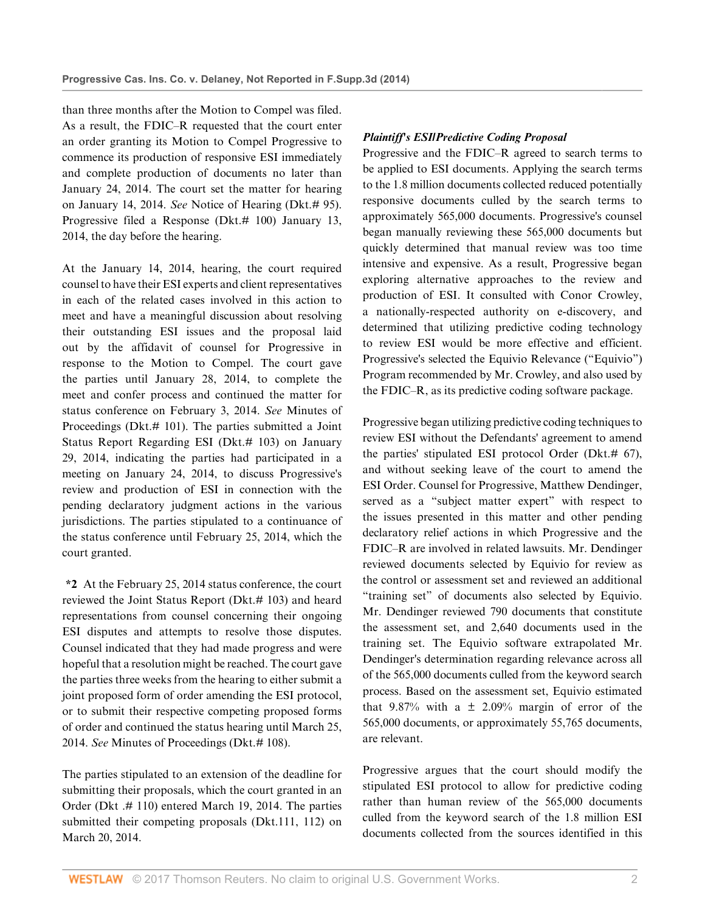than three months after the Motion to Compel was filed. As a result, the FDIC–R requested that the court enter an order granting its Motion to Compel Progressive to commence its production of responsive ESI immediately and complete production of documents no later than January 24, 2014. The court set the matter for hearing on January 14, 2014. *See* Notice of Hearing (Dkt.# 95). Progressive filed a Response (Dkt.# 100) January 13, 2014, the day before the hearing.

At the January 14, 2014, hearing, the court required counsel to have their ESI experts and client representatives in each of the related cases involved in this action to meet and have a meaningful discussion about resolving their outstanding ESI issues and the proposal laid out by the affidavit of counsel for Progressive in response to the Motion to Compel. The court gave the parties until January 28, 2014, to complete the meet and confer process and continued the matter for status conference on February 3, 2014. *See* Minutes of Proceedings (Dkt.# 101). The parties submitted a Joint Status Report Regarding ESI (Dkt.# 103) on January 29, 2014, indicating the parties had participated in a meeting on January 24, 2014, to discuss Progressive's review and production of ESI in connection with the pending declaratory judgment actions in the various jurisdictions. The parties stipulated to a continuance of the status conference until February 25, 2014, which the court granted.

**\*2** At the February 25, 2014 status conference, the court reviewed the Joint Status Report (Dkt.# 103) and heard representations from counsel concerning their ongoing ESI disputes and attempts to resolve those disputes. Counsel indicated that they had made progress and were hopeful that a resolution might be reached. The court gave the parties three weeks from the hearing to either submit a joint proposed form of order amending the ESI protocol, or to submit their respective competing proposed forms of order and continued the status hearing until March 25, 2014. *See* Minutes of Proceedings (Dkt.# 108).

The parties stipulated to an extension of the deadline for submitting their proposals, which the court granted in an Order (Dkt .# 110) entered March 19, 2014. The parties submitted their competing proposals (Dkt.111, 112) on March 20, 2014.

***Plaintiff's ESI/Predictive Coding Proposal***

Progressive and the FDIC–R agreed to search terms to be applied to ESI documents. Applying the search terms to the 1.8 million documents collected reduced potentially responsive documents culled by the search terms to approximately 565,000 documents. Progressive's counsel began manually reviewing these 565,000 documents but quickly determined that manual review was too time intensive and expensive. As a result, Progressive began exploring alternative approaches to the review and production of ESI. It consulted with Conor Crowley, a nationally-respected authority on e-discovery, and determined that utilizing predictive coding technology to review ESI would be more effective and efficient. Progressive's selected the Equivio Relevance ("Equivio") Program recommended by Mr. Crowley, and also used by the FDIC–R, as its predictive coding software package.

Progressive began utilizing predictive coding techniques to review ESI without the Defendants' agreement to amend the parties' stipulated ESI protocol Order (Dkt.# 67), and without seeking leave of the court to amend the ESI Order. Counsel for Progressive, Matthew Dendinger, served as a "subject matter expert" with respect to the issues presented in this matter and other pending declaratory relief actions in which Progressive and the FDIC–R are involved in related lawsuits. Mr. Dendinger reviewed documents selected by Equivio for review as the control or assessment set and reviewed an additional "training set" of documents also selected by Equivio. Mr. Dendinger reviewed 790 documents that constitute the assessment set, and 2,640 documents used in the training set. The Equivio software extrapolated Mr. Dendinger's determination regarding relevance across all of the 565,000 documents culled from the keyword search process. Based on the assessment set, Equivio estimated that 9.87% with a ± 2.09% margin of error of the 565,000 documents, or approximately 55,765 documents, are relevant.

Progressive argues that the court should modify the stipulated ESI protocol to allow for predictive coding rather than human review of the 565,000 documents culled from the keyword search of the 1.8 million ESI documents collected from the sources identified in this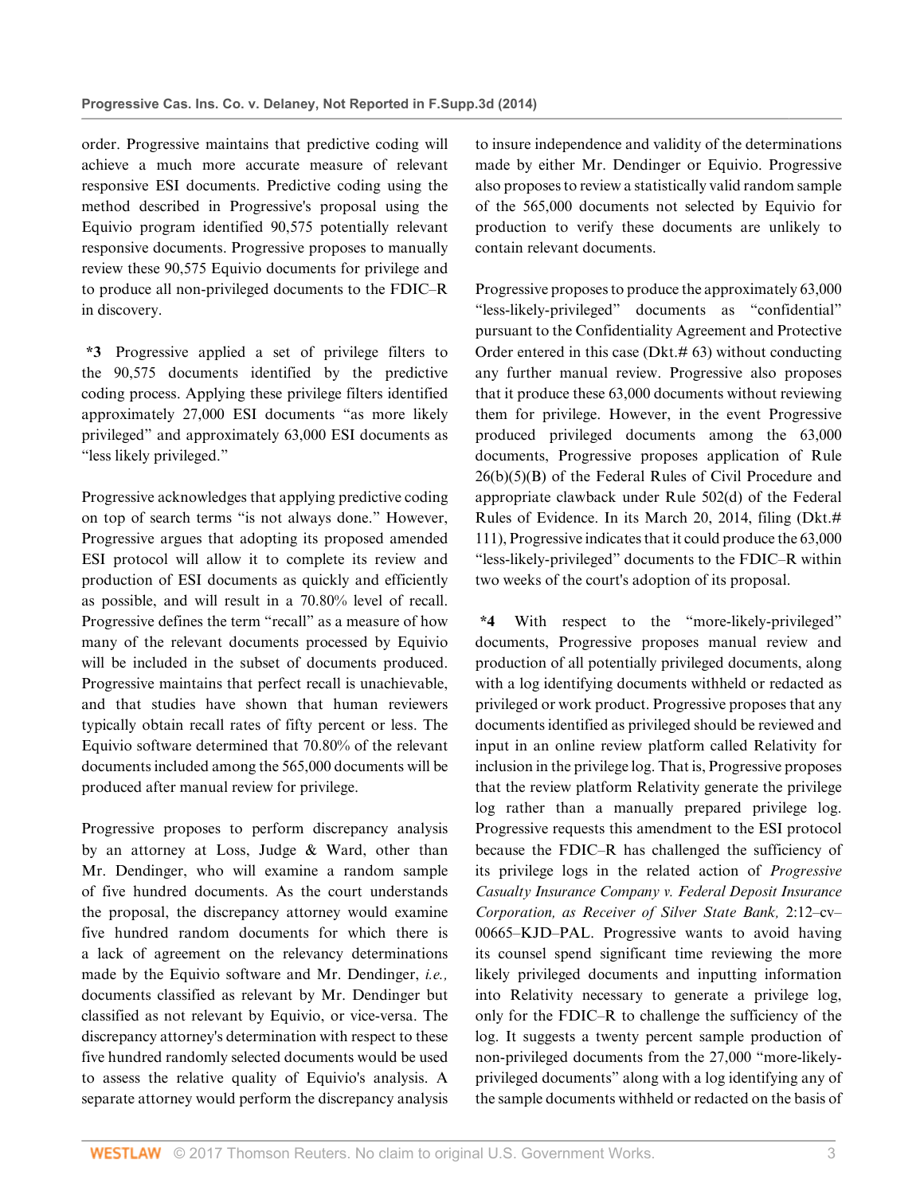order. Progressive maintains that predictive coding will achieve a much more accurate measure of relevant responsive ESI documents. Predictive coding using the method described in Progressive's proposal using the Equivio program identified 90,575 potentially relevant responsive documents. Progressive proposes to manually review these 90,575 Equivio documents for privilege and to produce all non-privileged documents to the FDIC–R in discovery.

**\*3** Progressive applied a set of privilege filters to the 90,575 documents identified by the predictive coding process. Applying these privilege filters identified approximately 27,000 ESI documents "as more likely privileged" and approximately 63,000 ESI documents as "less likely privileged."

Progressive acknowledges that applying predictive coding on top of search terms "is not always done." However, Progressive argues that adopting its proposed amended ESI protocol will allow it to complete its review and production of ESI documents as quickly and efficiently as possible, and will result in a 70.80% level of recall. Progressive defines the term "recall" as a measure of how many of the relevant documents processed by Equivio will be included in the subset of documents produced. Progressive maintains that perfect recall is unachievable, and that studies have shown that human reviewers typically obtain recall rates of fifty percent or less. The Equivio software determined that 70.80% of the relevant documents included among the 565,000 documents will be produced after manual review for privilege.

Progressive proposes to perform discrepancy analysis by an attorney at Loss, Judge & Ward, other than Mr. Dendinger, who will examine a random sample of five hundred documents. As the court understands the proposal, the discrepancy attorney would examine five hundred random documents for which there is a lack of agreement on the relevancy determinations made by the Equivio software and Mr. Dendinger, *i.e.,* documents classified as relevant by Mr. Dendinger but classified as not relevant by Equivio, or vice-versa. The discrepancy attorney's determination with respect to these five hundred randomly selected documents would be used to assess the relative quality of Equivio's analysis. A separate attorney would perform the discrepancy analysis to insure independence and validity of the determinations made by either Mr. Dendinger or Equivio. Progressive also proposes to review a statistically valid random sample of the 565,000 documents not selected by Equivio for production to verify these documents are unlikely to contain relevant documents.

Progressive proposes to produce the approximately 63,000 "less-likely-privileged" documents as "confidential" pursuant to the Confidentiality Agreement and Protective Order entered in this case (Dkt.# 63) without conducting any further manual review. Progressive also proposes that it produce these 63,000 documents without reviewing them for privilege. However, in the event Progressive produced privileged documents among the 63,000 documents, Progressive proposes application of Rule 26(b)(5)(B) of the Federal Rules of Civil Procedure and appropriate clawback under Rule 502(d) of the Federal Rules of Evidence. In its March 20, 2014, filing (Dkt.# 111), Progressive indicates that it could produce the 63,000 "less-likely-privileged" documents to the FDIC–R within two weeks of the court's adoption of its proposal.

**\*4** With respect to the "more-likely-privileged" documents, Progressive proposes manual review and production of all potentially privileged documents, along with a log identifying documents withheld or redacted as privileged or work product. Progressive proposes that any documents identified as privileged should be reviewed and input in an online review platform called Relativity for inclusion in the privilege log. That is, Progressive proposes that the review platform Relativity generate the privilege log rather than a manually prepared privilege log. Progressive requests this amendment to the ESI protocol because the FDIC–R has challenged the sufficiency of its privilege logs in the related action of *Progressive Casualty Insurance Company v. Federal Deposit Insurance Corporation, as Receiver of Silver State Bank,* 2:12–cv–00665–KJD–PAL. Progressive wants to avoid having its counsel spend significant time reviewing the more likely privileged documents and inputting information into Relativity necessary to generate a privilege log, only for the FDIC–R to challenge the sufficiency of the log. It suggests a twenty percent sample production of non-privileged documents from the 27,000 "more-likely-privileged documents" along with a log identifying any of the sample documents withheld or redacted on the basis of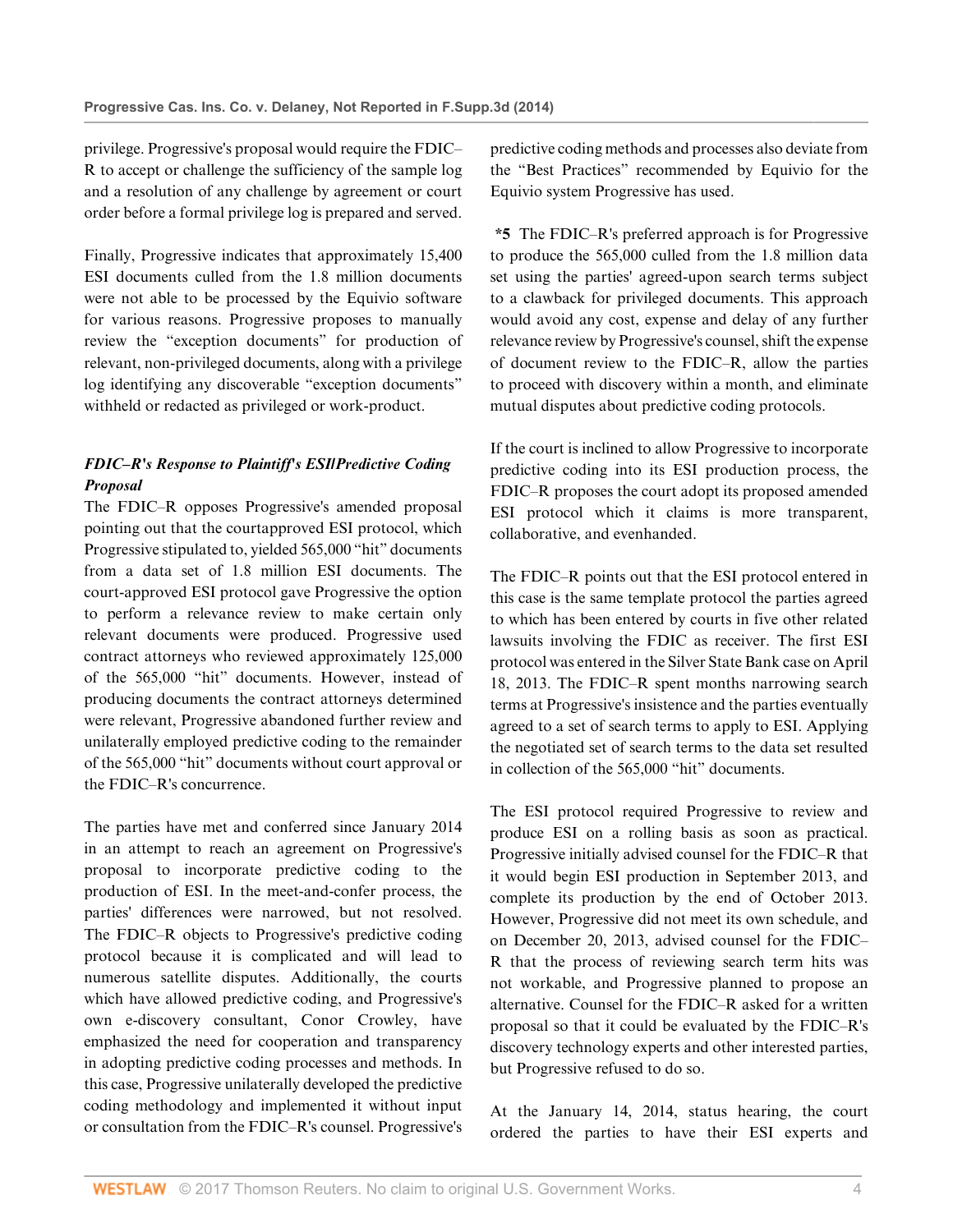privilege. Progressive's proposal would require the FDIC–R to accept or challenge the sufficiency of the sample log and a resolution of any challenge by agreement or court order before a formal privilege log is prepared and served.

Finally, Progressive indicates that approximately 15,400 ESI documents culled from the 1.8 million documents were not able to be processed by the Equivio software for various reasons. Progressive proposes to manually review the "exception documents" for production of relevant, non-privileged documents, along with a privilege log identifying any discoverable "exception documents" withheld or redacted as privileged or work-product.

### *FDIC–R's Response to Plaintiff's ESI/Predictive Coding Proposal*

The FDIC–R opposes Progressive's amended proposal pointing out that the courtapproved ESI protocol, which Progressive stipulated to, yielded 565,000 "hit" documents from a data set of 1.8 million ESI documents. The court-approved ESI protocol gave Progressive the option to perform a relevance review to make certain only relevant documents were produced. Progressive used contract attorneys who reviewed approximately 125,000 of the 565,000 "hit" documents. However, instead of producing documents the contract attorneys determined were relevant, Progressive abandoned further review and unilaterally employed predictive coding to the remainder of the 565,000 "hit" documents without court approval or the FDIC–R's concurrence.

The parties have met and conferred since January 2014 in an attempt to reach an agreement on Progressive's proposal to incorporate predictive coding to the production of ESI. In the meet-and-confer process, the parties' differences were narrowed, but not resolved. The FDIC–R objects to Progressive's predictive coding protocol because it is complicated and will lead to numerous satellite disputes. Additionally, the courts which have allowed predictive coding, and Progressive's own e-discovery consultant, Conor Crowley, have emphasized the need for cooperation and transparency in adopting predictive coding processes and methods. In this case, Progressive unilaterally developed the predictive coding methodology and implemented it without input or consultation from the FDIC–R's counsel. Progressive's predictive coding methods and processes also deviate from the "Best Practices" recommended by Equivio for the Equivio system Progressive has used.

**\*5** The FDIC–R's preferred approach is for Progressive to produce the 565,000 culled from the 1.8 million data set using the parties' agreed-upon search terms subject to a clawback for privileged documents. This approach would avoid any cost, expense and delay of any further relevance review by Progressive's counsel, shift the expense of document review to the FDIC–R, allow the parties to proceed with discovery within a month, and eliminate mutual disputes about predictive coding protocols.

If the court is inclined to allow Progressive to incorporate predictive coding into its ESI production process, the FDIC–R proposes the court adopt its proposed amended ESI protocol which it claims is more transparent, collaborative, and evenhanded.

The FDIC–R points out that the ESI protocol entered in this case is the same template protocol the parties agreed to which has been entered by courts in five other related lawsuits involving the FDIC as receiver. The first ESI protocol was entered in the Silver State Bank case on April 18, 2013. The FDIC–R spent months narrowing search terms at Progressive's insistence and the parties eventually agreed to a set of search terms to apply to ESI. Applying the negotiated set of search terms to the data set resulted in collection of the 565,000 "hit" documents.

The ESI protocol required Progressive to review and produce ESI on a rolling basis as soon as practical. Progressive initially advised counsel for the FDIC–R that it would begin ESI production in September 2013, and complete its production by the end of October 2013. However, Progressive did not meet its own schedule, and on December 20, 2013, advised counsel for the FDIC–R that the process of reviewing search term hits was not workable, and Progressive planned to propose an alternative. Counsel for the FDIC–R asked for a written proposal so that it could be evaluated by the FDIC–R's discovery technology experts and other interested parties, but Progressive refused to do so.

At the January 14, 2014, status hearing, the court ordered the parties to have their ESI experts and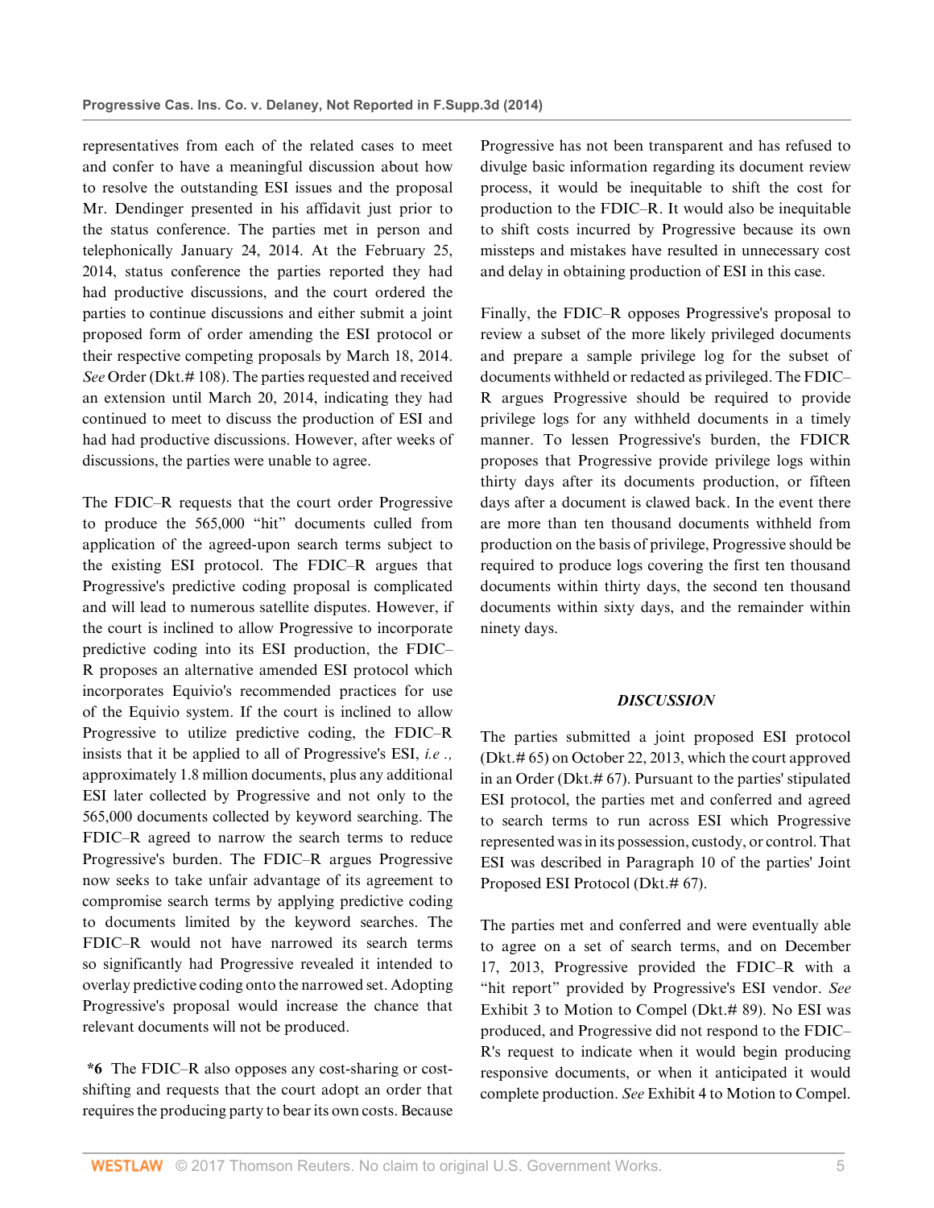representatives from each of the related cases to meet and confer to have a meaningful discussion about how to resolve the outstanding ESI issues and the proposal Mr. Dendinger presented in his affidavit just prior to the status conference. The parties met in person and telephonically January 24, 2014. At the February 25, 2014, status conference the parties reported they had had productive discussions, and the court ordered the parties to continue discussions and either submit a joint proposed form of order amending the ESI protocol or their respective competing proposals by March 18, 2014. *See* Order (Dkt.# 108). The parties requested and received an extension until March 20, 2014, indicating they had continued to meet to discuss the production of ESI and had had productive discussions. However, after weeks of discussions, the parties were unable to agree.

The FDIC–R requests that the court order Progressive to produce the 565,000 "hit" documents culled from application of the agreed-upon search terms subject to the existing ESI protocol. The FDIC–R argues that Progressive's predictive coding proposal is complicated and will lead to numerous satellite disputes. However, if the court is inclined to allow Progressive to incorporate predictive coding into its ESI production, the FDIC–R proposes an alternative amended ESI protocol which incorporates Equivio's recommended practices for use of the Equivio system. If the court is inclined to allow Progressive to utilize predictive coding, the FDIC–R insists that it be applied to all of Progressive's ESI, *i.e .,* approximately 1.8 million documents, plus any additional ESI later collected by Progressive and not only to the 565,000 documents collected by keyword searching. The FDIC–R agreed to narrow the search terms to reduce Progressive's burden. The FDIC–R argues Progressive now seeks to take unfair advantage of its agreement to compromise search terms by applying predictive coding to documents limited by the keyword searches. The FDIC–R would not have narrowed its search terms so significantly had Progressive revealed it intended to overlay predictive coding onto the narrowed set. Adopting Progressive's proposal would increase the chance that relevant documents will not be produced.

**\*6** The FDIC–R also opposes any cost-sharing or cost-shifting and requests that the court adopt an order that requires the producing party to bear its own costs. Because Progressive has not been transparent and has refused to divulge basic information regarding its document review process, it would be inequitable to shift the cost for production to the FDIC–R. It would also be inequitable to shift costs incurred by Progressive because its own missteps and mistakes have resulted in unnecessary cost and delay in obtaining production of ESI in this case.

Finally, the FDIC–R opposes Progressive's proposal to review a subset of the more likely privileged documents and prepare a sample privilege log for the subset of documents withheld or redacted as privileged. The FDIC–R argues Progressive should be required to provide privilege logs for any withheld documents in a timely manner. To lessen Progressive's burden, the FDICR proposes that Progressive provide privilege logs within thirty days after its documents production, or fifteen days after a document is clawed back. In the event there are more than ten thousand documents withheld from production on the basis of privilege, Progressive should be required to produce logs covering the first ten thousand documents within thirty days, the second ten thousand documents within sixty days, and the remainder within ninety days.

## *DISCUSSION*

The parties submitted a joint proposed ESI protocol (Dkt.# 65) on October 22, 2013, which the court approved in an Order (Dkt.# 67). Pursuant to the parties' stipulated ESI protocol, the parties met and conferred and agreed to search terms to run across ESI which Progressive represented was in its possession, custody, or control. That ESI was described in Paragraph 10 of the parties' Joint Proposed ESI Protocol (Dkt.# 67).

The parties met and conferred and were eventually able to agree on a set of search terms, and on December 17, 2013, Progressive provided the FDIC–R with a "hit report" provided by Progressive's ESI vendor. *See* Exhibit 3 to Motion to Compel (Dkt.# 89). No ESI was produced, and Progressive did not respond to the FDIC–R's request to indicate when it would begin producing responsive documents, or when it anticipated it would complete production. *See* Exhibit 4 to Motion to Compel.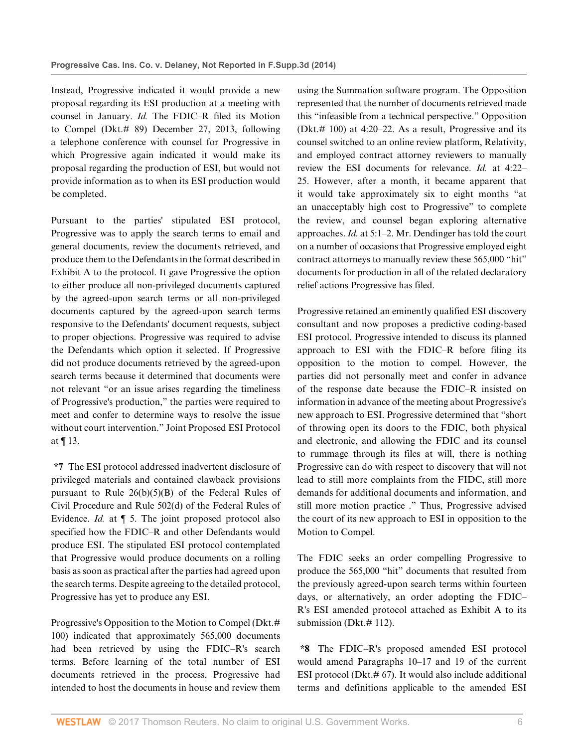Instead, Progressive indicated it would provide a new proposal regarding its ESI production at a meeting with counsel in January. *Id.* The FDIC–R filed its Motion to Compel (Dkt.# 89) December 27, 2013, following a telephone conference with counsel for Progressive in which Progressive again indicated it would make its proposal regarding the production of ESI, but would not provide information as to when its ESI production would be completed.

Pursuant to the parties' stipulated ESI protocol, Progressive was to apply the search terms to email and general documents, review the documents retrieved, and produce them to the Defendants in the format described in Exhibit A to the protocol. It gave Progressive the option to either produce all non-privileged documents captured by the agreed-upon search terms or all non-privileged documents captured by the agreed-upon search terms responsive to the Defendants' document requests, subject to proper objections. Progressive was required to advise the Defendants which option it selected. If Progressive did not produce documents retrieved by the agreed-upon search terms because it determined that documents were not relevant "or an issue arises regarding the timeliness of Progressive's production," the parties were required to meet and confer to determine ways to resolve the issue without court intervention." Joint Proposed ESI Protocol at ¶ 13.

**\*7** The ESI protocol addressed inadvertent disclosure of privileged materials and contained clawback provisions pursuant to Rule 26(b)(5)(B) of the Federal Rules of Civil Procedure and Rule 502(d) of the Federal Rules of Evidence. *Id.* at ¶ 5. The joint proposed protocol also specified how the FDIC–R and other Defendants would produce ESI. The stipulated ESI protocol contemplated that Progressive would produce documents on a rolling basis as soon as practical after the parties had agreed upon the search terms. Despite agreeing to the detailed protocol, Progressive has yet to produce any ESI.

Progressive's Opposition to the Motion to Compel (Dkt.# 100) indicated that approximately 565,000 documents had been retrieved by using the FDIC–R's search terms. Before learning of the total number of ESI documents retrieved in the process, Progressive had intended to host the documents in house and review them using the Summation software program. The Opposition represented that the number of documents retrieved made this "infeasible from a technical perspective." Opposition (Dkt.# 100) at 4:20–22. As a result, Progressive and its counsel switched to an online review platform, Relativity, and employed contract attorney reviewers to manually review the ESI documents for relevance. *Id.* at 4:22–25. However, after a month, it became apparent that it would take approximately six to eight months "at an unacceptably high cost to Progressive" to complete the review, and counsel began exploring alternative approaches. *Id.* at 5:1–2. Mr. Dendinger has told the court on a number of occasions that Progressive employed eight contract attorneys to manually review these 565,000 "hit" documents for production in all of the related declaratory relief actions Progressive has filed.

Progressive retained an eminently qualified ESI discovery consultant and now proposes a predictive coding-based ESI protocol. Progressive intended to discuss its planned approach to ESI with the FDIC–R before filing its opposition to the motion to compel. However, the parties did not personally meet and confer in advance of the response date because the FDIC–R insisted on information in advance of the meeting about Progressive's new approach to ESI. Progressive determined that "short of throwing open its doors to the FDIC, both physical and electronic, and allowing the FDIC and its counsel to rummage through its files at will, there is nothing Progressive can do with respect to discovery that will not lead to still more complaints from the FIDC, still more demands for additional documents and information, and still more motion practice ." Thus, Progressive advised the court of its new approach to ESI in opposition to the Motion to Compel.

The FDIC seeks an order compelling Progressive to produce the 565,000 "hit" documents that resulted from the previously agreed-upon search terms within fourteen days, or alternatively, an order adopting the FDIC–R's ESI amended protocol attached as Exhibit A to its submission (Dkt.# 112).

**\*8** The FDIC–R's proposed amended ESI protocol would amend Paragraphs 10–17 and 19 of the current ESI protocol (Dkt.# 67). It would also include additional terms and definitions applicable to the amended ESI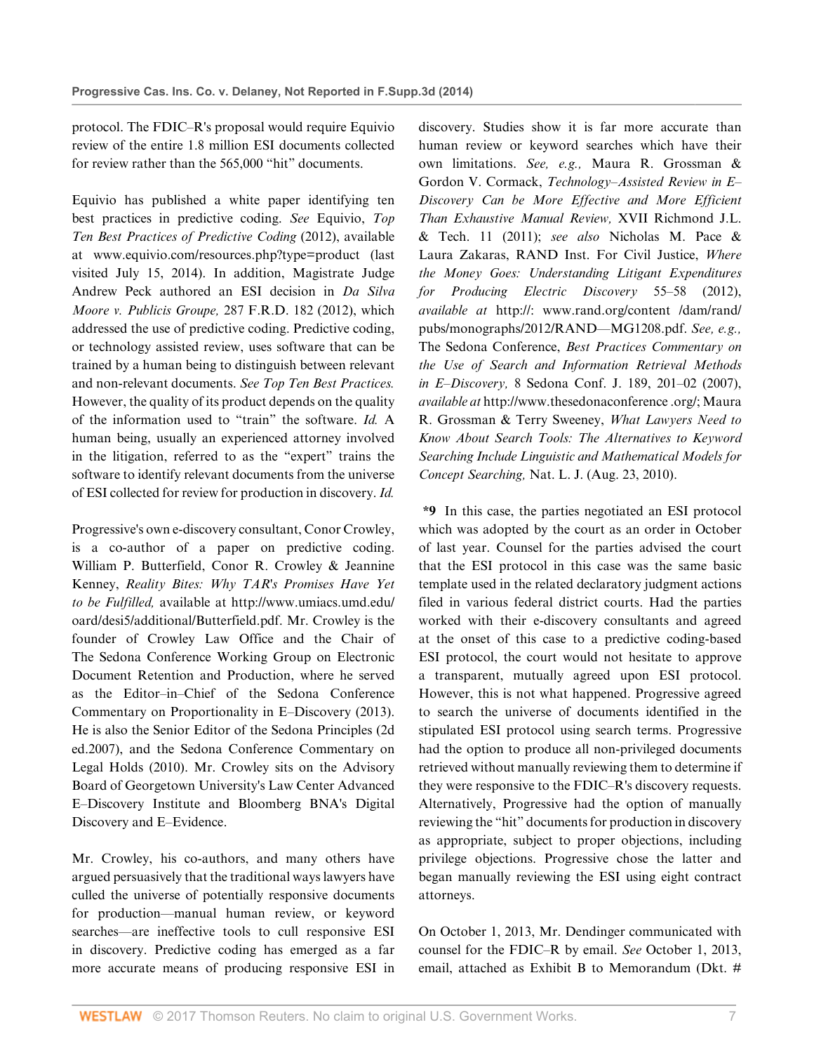protocol. The FDIC–R's proposal would require Equivio review of the entire 1.8 million ESI documents collected for review rather than the 565,000 "hit" documents.

Equivio has published a white paper identifying ten best practices in predictive coding. *See* Equivio, *Top Ten Best Practices of Predictive Coding* (2012), available at www.equivio.com/resources.php?type=product (last visited July 15, 2014). In addition, Magistrate Judge Andrew Peck authored an ESI decision in *Da Silva Moore v. Publicis Groupe,* 287 F.R.D. 182 (2012), which addressed the use of predictive coding. Predictive coding, or technology assisted review, uses software that can be trained by a human being to distinguish between relevant and non-relevant documents. *See Top Ten Best Practices.* However, the quality of its product depends on the quality of the information used to "train" the software. *Id.* A human being, usually an experienced attorney involved in the litigation, referred to as the "expert" trains the software to identify relevant documents from the universe of ESI collected for review for production in discovery. *Id.*

Progressive's own e-discovery consultant, Conor Crowley, is a co-author of a paper on predictive coding. William P. Butterfield, Conor R. Crowley & Jeannine Kenney, *Reality Bites: Why TAR's Promises Have Yet to be Fulfilled,* available at http://www.umiacs.umd.edu/oard/desi5/additional/Butterfield.pdf. Mr. Crowley is the founder of Crowley Law Office and the Chair of The Sedona Conference Working Group on Electronic Document Retention and Production, where he served as the Editor–in–Chief of the Sedona Conference Commentary on Proportionality in E–Discovery (2013). He is also the Senior Editor of the Sedona Principles (2d ed.2007), and the Sedona Conference Commentary on Legal Holds (2010). Mr. Crowley sits on the Advisory Board of Georgetown University's Law Center Advanced E–Discovery Institute and Bloomberg BNA's Digital Discovery and E–Evidence.

Mr. Crowley, his co-authors, and many others have argued persuasively that the traditional ways lawyers have culled the universe of potentially responsive documents for production—manual human review, or keyword searches—are ineffective tools to cull responsive ESI in discovery. Predictive coding has emerged as a far more accurate means of producing responsive ESI in discovery. Studies show it is far more accurate than human review or keyword searches which have their own limitations. *See, e.g.,* Maura R. Grossman & Gordon V. Cormack, *Technology–Assisted Review in E–Discovery Can be More Effective and More Efficient Than Exhaustive Manual Review,* XVII Richmond J.L. & Tech. 11 (2011); *see also* Nicholas M. Pace & Laura Zakaras, RAND Inst. For Civil Justice, *Where the Money Goes: Understanding Litigant Expenditures for Producing Electric Discovery* 55–58 (2012), *available at* http://: www.rand.org/content /dam/rand/pubs/monographs/2012/RAND—MG1208.pdf. *See, e.g.,* The Sedona Conference, *Best Practices Commentary on the Use of Search and Information Retrieval Methods in E–Discovery,* 8 Sedona Conf. J. 189, 201–02 (2007), *available at* http://www.thesedonaconference .org/; Maura R. Grossman & Terry Sweeney, *What Lawyers Need to Know About Search Tools: The Alternatives to Keyword Searching Include Linguistic and Mathematical Models for Concept Searching,* Nat. L. J. (Aug. 23, 2010).

**\*9** In this case, the parties negotiated an ESI protocol which was adopted by the court as an order in October of last year. Counsel for the parties advised the court that the ESI protocol in this case was the same basic template used in the related declaratory judgment actions filed in various federal district courts. Had the parties worked with their e-discovery consultants and agreed at the onset of this case to a predictive coding-based ESI protocol, the court would not hesitate to approve a transparent, mutually agreed upon ESI protocol. However, this is not what happened. Progressive agreed to search the universe of documents identified in the stipulated ESI protocol using search terms. Progressive had the option to produce all non-privileged documents retrieved without manually reviewing them to determine if they were responsive to the FDIC–R's discovery requests. Alternatively, Progressive had the option of manually reviewing the "hit" documents for production in discovery as appropriate, subject to proper objections, including privilege objections. Progressive chose the latter and began manually reviewing the ESI using eight contract attorneys.

On October 1, 2013, Mr. Dendinger communicated with counsel for the FDIC–R by email. *See* October 1, 2013, email, attached as Exhibit B to Memorandum (Dkt. #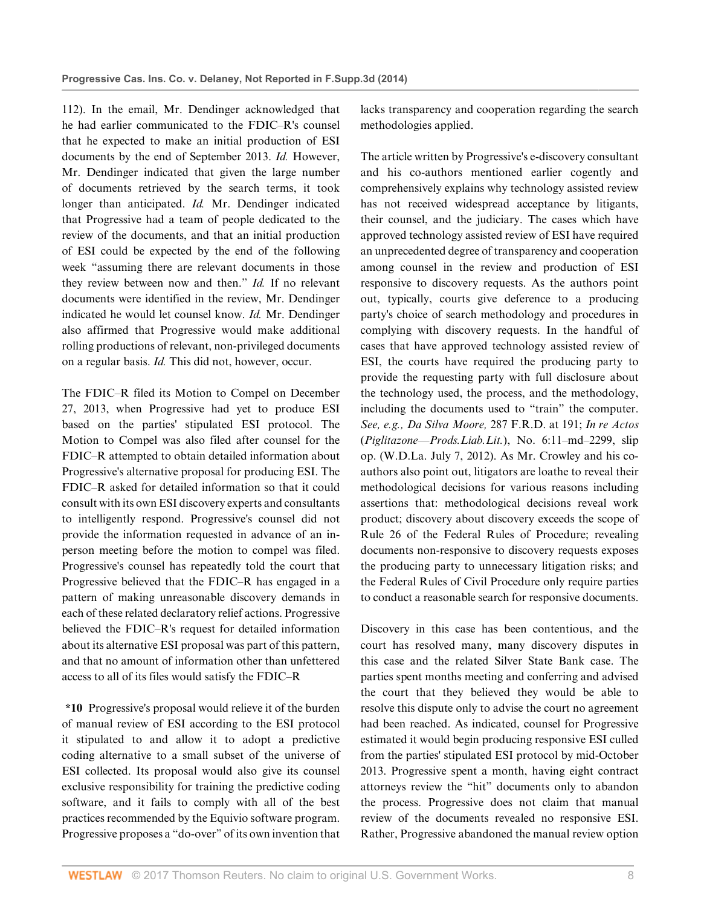112). In the email, Mr. Dendinger acknowledged that he had earlier communicated to the FDIC–R's counsel that he expected to make an initial production of ESI documents by the end of September 2013. *Id.* However, Mr. Dendinger indicated that given the large number of documents retrieved by the search terms, it took longer than anticipated. *Id.* Mr. Dendinger indicated that Progressive had a team of people dedicated to the review of the documents, and that an initial production of ESI could be expected by the end of the following week "assuming there are relevant documents in those they review between now and then." *Id.* If no relevant documents were identified in the review, Mr. Dendinger indicated he would let counsel know. *Id.* Mr. Dendinger also affirmed that Progressive would make additional rolling productions of relevant, non-privileged documents on a regular basis. *Id.* This did not, however, occur.

The FDIC–R filed its Motion to Compel on December 27, 2013, when Progressive had yet to produce ESI based on the parties' stipulated ESI protocol. The Motion to Compel was also filed after counsel for the FDIC–R attempted to obtain detailed information about Progressive's alternative proposal for producing ESI. The FDIC–R asked for detailed information so that it could consult with its own ESI discovery experts and consultants to intelligently respond. Progressive's counsel did not provide the information requested in advance of an in-person meeting before the motion to compel was filed. Progressive's counsel has repeatedly told the court that Progressive believed that the FDIC–R has engaged in a pattern of making unreasonable discovery demands in each of these related declaratory relief actions. Progressive believed the FDIC–R's request for detailed information about its alternative ESI proposal was part of this pattern, and that no amount of information other than unfettered access to all of its files would satisfy the FDIC–R

**\*10** Progressive's proposal would relieve it of the burden of manual review of ESI according to the ESI protocol it stipulated to and allow it to adopt a predictive coding alternative to a small subset of the universe of ESI collected. Its proposal would also give its counsel exclusive responsibility for training the predictive coding software, and it fails to comply with all of the best practices recommended by the Equivio software program. Progressive proposes a "do-over" of its own invention that lacks transparency and cooperation regarding the search methodologies applied.

The article written by Progressive's e-discovery consultant and his co-authors mentioned earlier cogently and comprehensively explains why technology assisted review has not received widespread acceptance by litigants, their counsel, and the judiciary. The cases which have approved technology assisted review of ESI have required an unprecedented degree of transparency and cooperation among counsel in the review and production of ESI responsive to discovery requests. As the authors point out, typically, courts give deference to a producing party's choice of search methodology and procedures in complying with discovery requests. In the handful of cases that have approved technology assisted review of ESI, the courts have required the producing party to provide the requesting party with full disclosure about the technology used, the process, and the methodology, including the documents used to "train" the computer. *See, e.g., Da Silva Moore,* 287 F.R.D. at 191; *In re Actos* (*Piglitazone—Prods.Liab.Lit.*), No. 6:11–md–2299, slip op. (W.D.La. July 7, 2012). As Mr. Crowley and his co-authors also point out, litigators are loathe to reveal their methodological decisions for various reasons including assertions that: methodological decisions reveal work product; discovery about discovery exceeds the scope of Rule 26 of the Federal Rules of Procedure; revealing documents non-responsive to discovery requests exposes the producing party to unnecessary litigation risks; and the Federal Rules of Civil Procedure only require parties to conduct a reasonable search for responsive documents.

Discovery in this case has been contentious, and the court has resolved many, many discovery disputes in this case and the related Silver State Bank case. The parties spent months meeting and conferring and advised the court that they believed they would be able to resolve this dispute only to advise the court no agreement had been reached. As indicated, counsel for Progressive estimated it would begin producing responsive ESI culled from the parties' stipulated ESI protocol by mid-October 2013. Progressive spent a month, having eight contract attorneys review the "hit" documents only to abandon the process. Progressive does not claim that manual review of the documents revealed no responsive ESI. Rather, Progressive abandoned the manual review option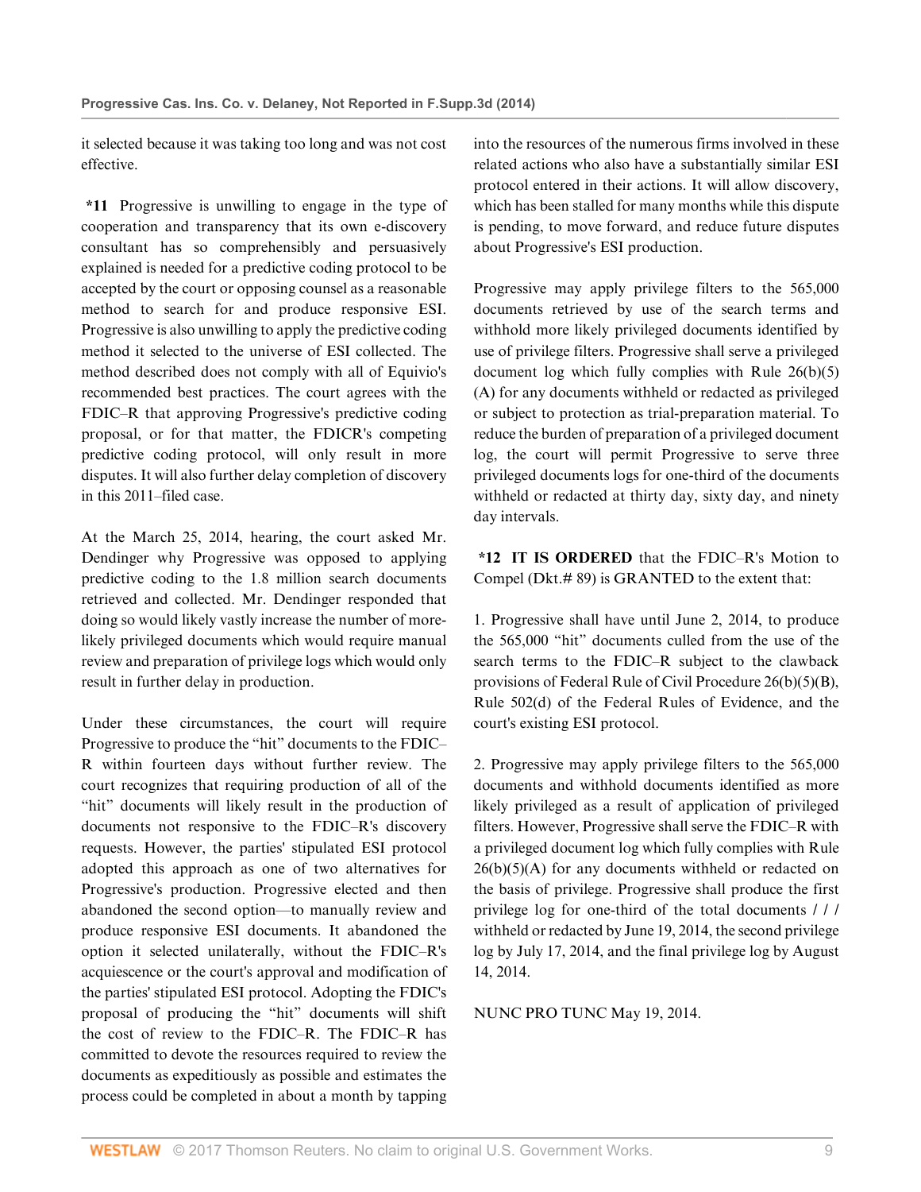it selected because it was taking too long and was not cost effective.

**\*11** Progressive is unwilling to engage in the type of cooperation and transparency that its own e-discovery consultant has so comprehensibly and persuasively explained is needed for a predictive coding protocol to be accepted by the court or opposing counsel as a reasonable method to search for and produce responsive ESI. Progressive is also unwilling to apply the predictive coding method it selected to the universe of ESI collected. The method described does not comply with all of Equivio's recommended best practices. The court agrees with the FDIC–R that approving Progressive's predictive coding proposal, or for that matter, the FDICR's competing predictive coding protocol, will only result in more disputes. It will also further delay completion of discovery in this 2011–filed case.

At the March 25, 2014, hearing, the court asked Mr. Dendinger why Progressive was opposed to applying predictive coding to the 1.8 million search documents retrieved and collected. Mr. Dendinger responded that doing so would likely vastly increase the number of more-likely privileged documents which would require manual review and preparation of privilege logs which would only result in further delay in production.

Under these circumstances, the court will require Progressive to produce the "hit" documents to the FDIC–R within fourteen days without further review. The court recognizes that requiring production of all of the "hit" documents will likely result in the production of documents not responsive to the FDIC–R's discovery requests. However, the parties' stipulated ESI protocol adopted this approach as one of two alternatives for Progressive's production. Progressive elected and then abandoned the second option—to manually review and produce responsive ESI documents. It abandoned the option it selected unilaterally, without the FDIC–R's acquiescence or the court's approval and modification of the parties' stipulated ESI protocol. Adopting the FDIC's proposal of producing the "hit" documents will shift the cost of review to the FDIC–R. The FDIC–R has committed to devote the resources required to review the documents as expeditiously as possible and estimates the process could be completed in about a month by tapping into the resources of the numerous firms involved in these related actions who also have a substantially similar ESI protocol entered in their actions. It will allow discovery, which has been stalled for many months while this dispute is pending, to move forward, and reduce future disputes about Progressive's ESI production.

Progressive may apply privilege filters to the 565,000 documents retrieved by use of the search terms and withhold more likely privileged documents identified by use of privilege filters. Progressive shall serve a privileged document log which fully complies with Rule 26(b)(5)(A) for any documents withheld or redacted as privileged or subject to protection as trial-preparation material. To reduce the burden of preparation of a privileged document log, the court will permit Progressive to serve three privileged documents logs for one-third of the documents withheld or redacted at thirty day, sixty day, and ninety day intervals.

**\*12** **IT IS ORDERED** that the FDIC–R's Motion to Compel (Dkt.# 89) is GRANTED to the extent that:

1. Progressive shall have until June 2, 2014, to produce the 565,000 "hit" documents culled from the use of the search terms to the FDIC–R subject to the clawback provisions of Federal Rule of Civil Procedure 26(b)(5)(B), Rule 502(d) of the Federal Rules of Evidence, and the court's existing ESI protocol.

2. Progressive may apply privilege filters to the 565,000 documents and withhold documents identified as more likely privileged as a result of application of privileged filters. However, Progressive shall serve the FDIC–R with a privileged document log which fully complies with Rule 26(b)(5)(A) for any documents withheld or redacted on the basis of privilege. Progressive shall produce the first privilege log for one-third of the total documents / / / withheld or redacted by June 19, 2014, the second privilege log by July 17, 2014, and the final privilege log by August 14, 2014.

NUNC PRO TUNC May 19, 2014.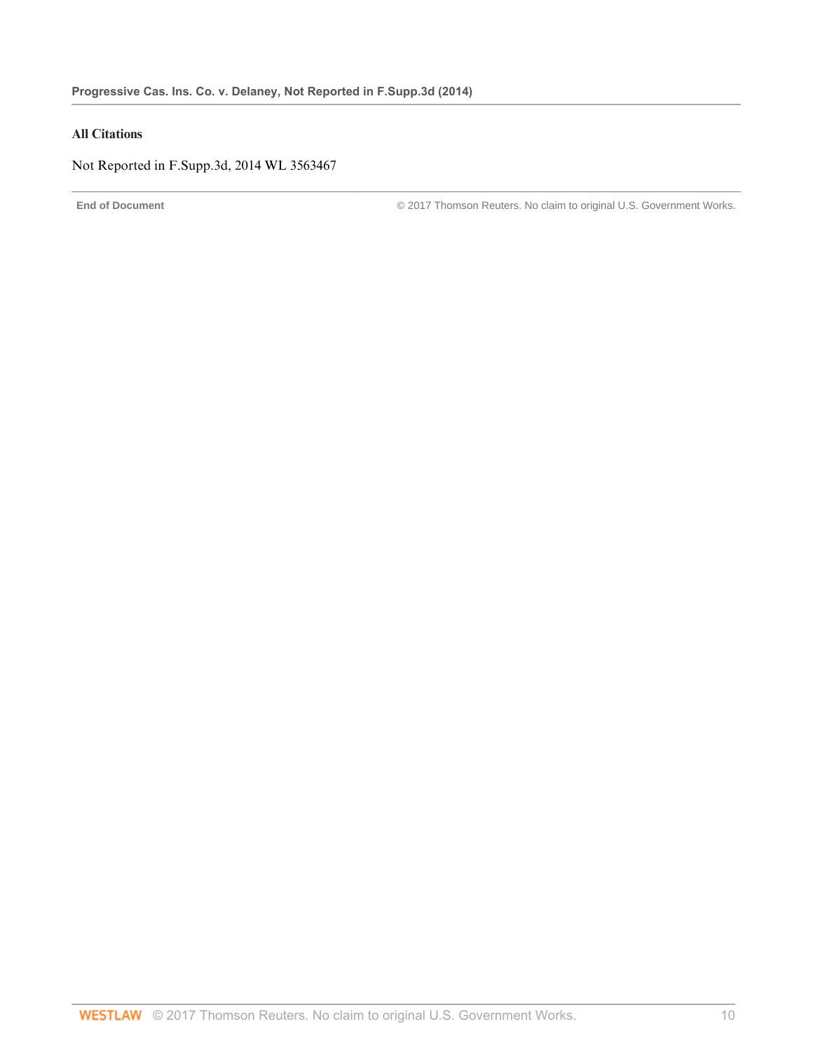**All Citations**

Not Reported in F.Supp.3d, 2014 WL 3563467

---

**End of Document** © 2017 Thomson Reuters. No claim to original U.S. Government Works.